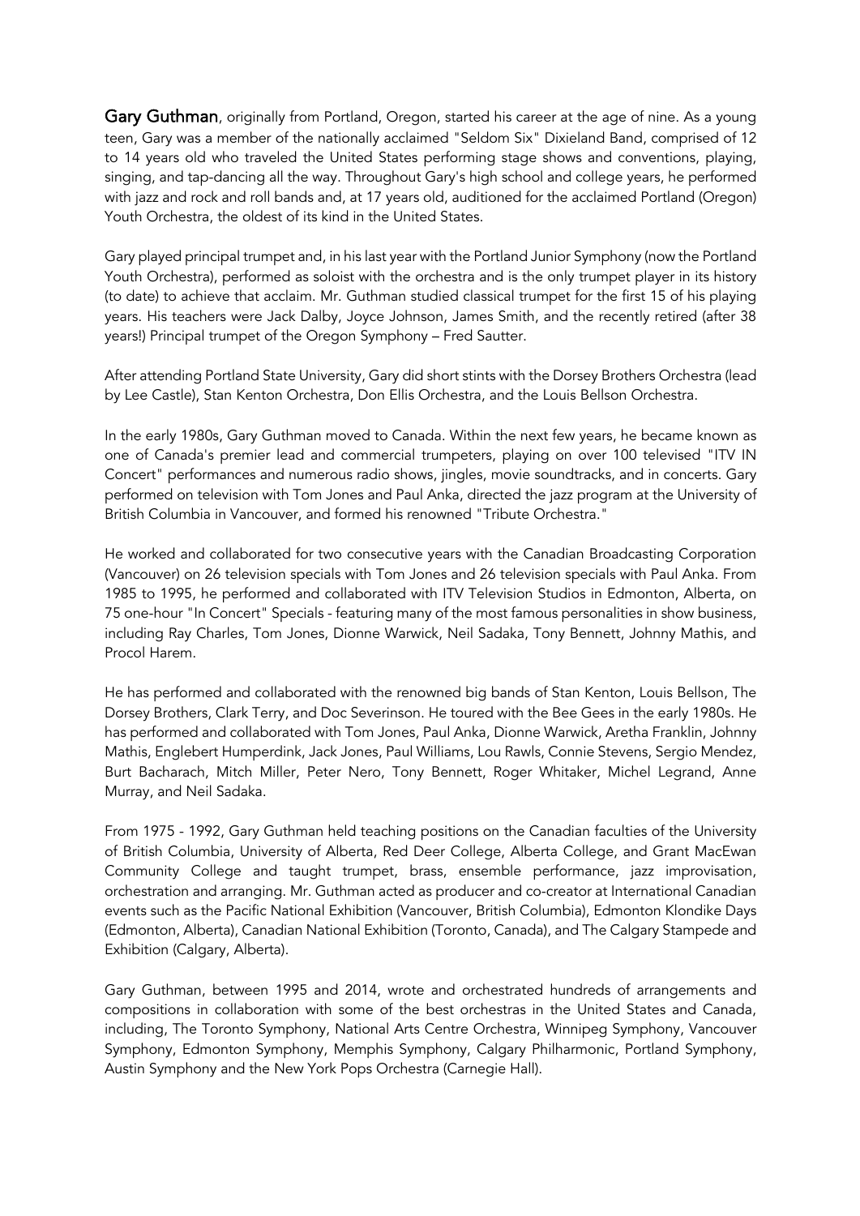**Gary Guthman**, originally from Portland, Oregon, started his career at the age of nine. As a young teen, Gary was a member of the nationally acclaimed "Seldom Six" Dixieland Band, comprised of 12 to 14 years old who traveled the United States performing stage shows and conventions, playing, singing, and tap-dancing all the way. Throughout Gary's high school and college years, he performed with jazz and rock and roll bands and, at 17 years old, auditioned for the acclaimed Portland (Oregon) Youth Orchestra, the oldest of its kind in the United States.

Gary played principal trumpet and, in his last year with the Portland Junior Symphony (now the Portland Youth Orchestra), performed as soloist with the orchestra and is the only trumpet player in its history (to date) to achieve that acclaim. Mr. Guthman studied classical trumpet for the first 15 of his playing years. His teachers were Jack Dalby, Joyce Johnson, James Smith, and the recently retired (after 38 years!) Principal trumpet of the Oregon Symphony – Fred Sautter.

After attending Portland State University, Gary did short stints with the Dorsey Brothers Orchestra (lead by Lee Castle), Stan Kenton Orchestra, Don Ellis Orchestra, and the Louis Bellson Orchestra.

In the early 1980s, Gary Guthman moved to Canada. Within the next few years, he became known as one of Canada's premier lead and commercial trumpeters, playing on over 100 televised "ITV IN Concert" performances and numerous radio shows, jingles, movie soundtracks, and in concerts. Gary performed on television with Tom Jones and Paul Anka, directed the jazz program at the University of British Columbia in Vancouver, and formed his renowned "Tribute Orchestra."

He worked and collaborated for two consecutive years with the Canadian Broadcasting Corporation (Vancouver) on 26 television specials with Tom Jones and 26 television specials with Paul Anka. From 1985 to 1995, he performed and collaborated with ITV Television Studios in Edmonton, Alberta, on 75 one-hour "In Concert" Specials - featuring many of the most famous personalities in show business, including Ray Charles, Tom Jones, Dionne Warwick, Neil Sadaka, Tony Bennett, Johnny Mathis, and Procol Harem.

He has performed and collaborated with the renowned big bands of Stan Kenton, Louis Bellson, The Dorsey Brothers, Clark Terry, and Doc Severinson. He toured with the Bee Gees in the early 1980s. He has performed and collaborated with Tom Jones, Paul Anka, Dionne Warwick, Aretha Franklin, Johnny Mathis, Englebert Humperdink, Jack Jones, Paul Williams, Lou Rawls, Connie Stevens, Sergio Mendez, Burt Bacharach, Mitch Miller, Peter Nero, Tony Bennett, Roger Whitaker, Michel Legrand, Anne Murray, and Neil Sadaka.

From 1975 - 1992, Gary Guthman held teaching positions on the Canadian faculties of the University of British Columbia, University of Alberta, Red Deer College, Alberta College, and Grant MacEwan Community College and taught trumpet, brass, ensemble performance, jazz improvisation, orchestration and arranging. Mr. Guthman acted as producer and co-creator at International Canadian events such as the Pacific National Exhibition (Vancouver, British Columbia), Edmonton Klondike Days (Edmonton, Alberta), Canadian National Exhibition (Toronto, Canada), and The Calgary Stampede and Exhibition (Calgary, Alberta).

Gary Guthman, between 1995 and 2014, wrote and orchestrated hundreds of arrangements and compositions in collaboration with some of the best orchestras in the United States and Canada, including, The Toronto Symphony, National Arts Centre Orchestra, Winnipeg Symphony, Vancouver Symphony, Edmonton Symphony, Memphis Symphony, Calgary Philharmonic, Portland Symphony, Austin Symphony and the New York Pops Orchestra (Carnegie Hall).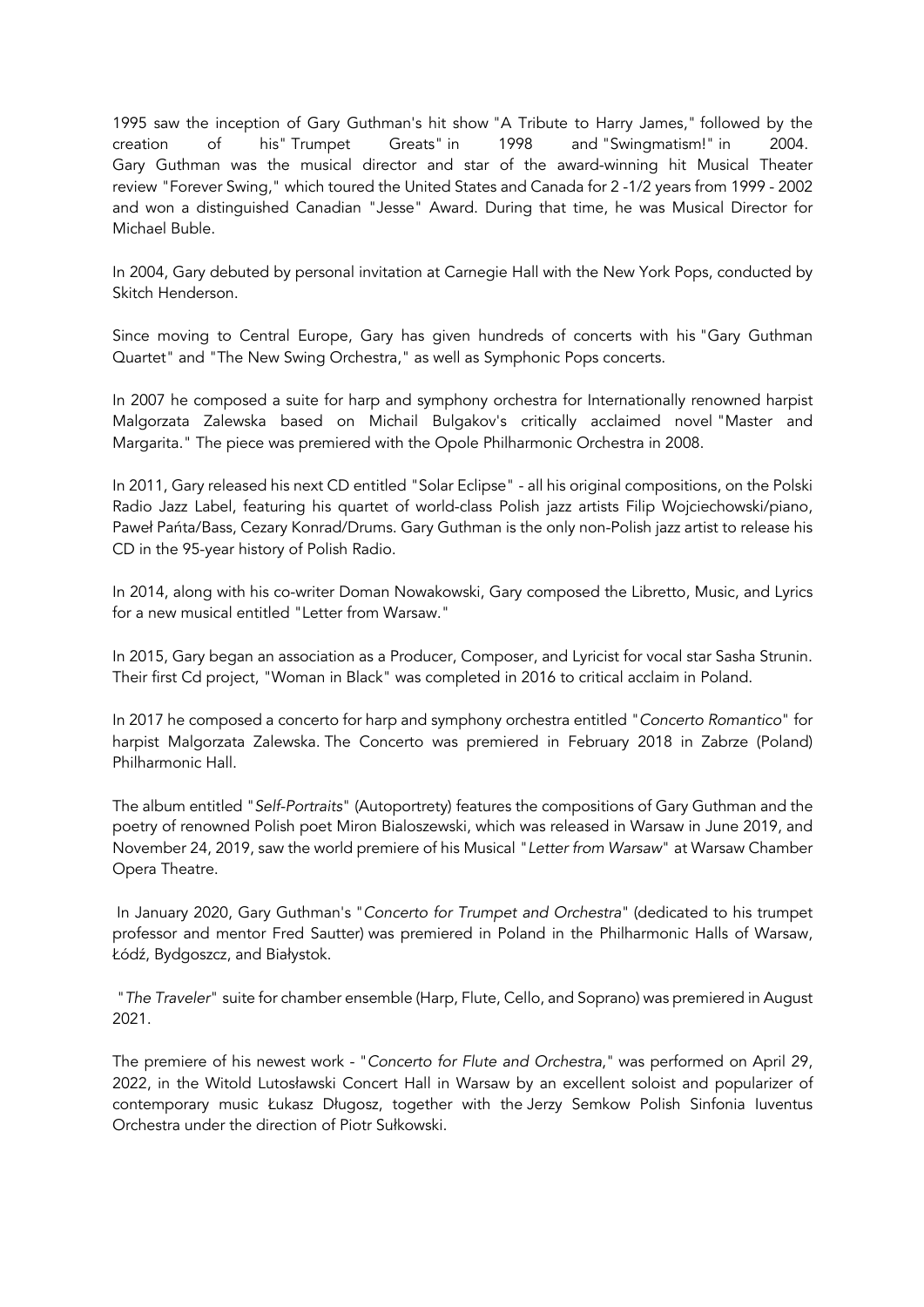1995 saw the inception of Gary Guthman's hit show "A Tribute to Harry James," followed by the creation of his "Trumpet Greats" in 1998 and "Swingmatism!" in 2004. Gary Guthman was the musical director and star of the award-winning hit Musical Theater review "Forever Swing," which toured the United States and Canada for 2 -1/2 years from 1999 - 2002 and won a distinguished Canadian "Jesse" Award. During that time, he was Musical Director for Michael Buble.

In 2004, Gary debuted by personal invitation at Carnegie Hall with the New York Pops, conducted by Skitch Henderson.

Since moving to Central Europe, Gary has given hundreds of concerts with his "Gary Guthman Quartet" and "The New Swing Orchestra," as well as Symphonic Pops concerts.

In 2007 he composed a suite for harp and symphony orchestra for Internationally renowned harpist Malgorzata Zalewska based on Michail Bulgakov's critically acclaimed novel "Master and Margarita." The piece was premiered with the Opole Philharmonic Orchestra in 2008.

In 2011, Gary released his next CD entitled "Solar Eclipse" - all his original compositions, on the Polski Radio Jazz Label, featuring his quartet of world-class Polish jazz artists Filip Wojciechowski/piano, Paweł Pańta/Bass, Cezary Konrad/Drums. Gary Guthman is the only non-Polish jazz artist to release his CD in the 95-year history of Polish Radio.

In 2014, along with his co-writer Doman Nowakowski, Gary composed the Libretto, Music, and Lyrics for a new musical entitled "Letter from Warsaw."

In 2015, Gary began an association as a Producer, Composer, and Lyricist for vocal star Sasha Strunin. Their first Cd project, "Woman in Black" was completed in 2016 to critical acclaim in Poland.

In 2017 he composed a concerto for harp and symphony orchestra entitled "*Concerto Romantico*" for harpist Malgorzata Zalewska. The Concerto was premiered in February 2018 in Zabrze (Poland) Philharmonic Hall.

The album entitled "*Self-Portraits*" (Autoportrety) features the compositions of Gary Guthman and the poetry of renowned Polish poet Miron Bialoszewski, which was released in Warsaw in June 2019, and November 24, 2019, saw the world premiere of his Musical "*Letter from Warsaw*" at Warsaw Chamber Opera Theatre.

In January 2020, Gary Guthman's "*Concerto for Trumpet and Orchestra*" (dedicated to his trumpet professor and mentor Fred Sautter) was premiered in Poland in the Philharmonic Halls of Warsaw, Łódź, Bydgoszcz, and Białystok.

"*The Traveler*" suite for chamber ensemble (Harp, Flute, Cello, and Soprano) was premiered in August 2021.

The premiere of his newest work - "*Concerto for Flute and Orchestra*," was performed on April 29, 2022, in the Witold Lutosławski Concert Hall in Warsaw by an excellent soloist and popularizer of contemporary music Łukasz Długosz, together with the Jerzy Semkow Polish Sinfonia Iuventus Orchestra under the direction of Piotr Sułkowski.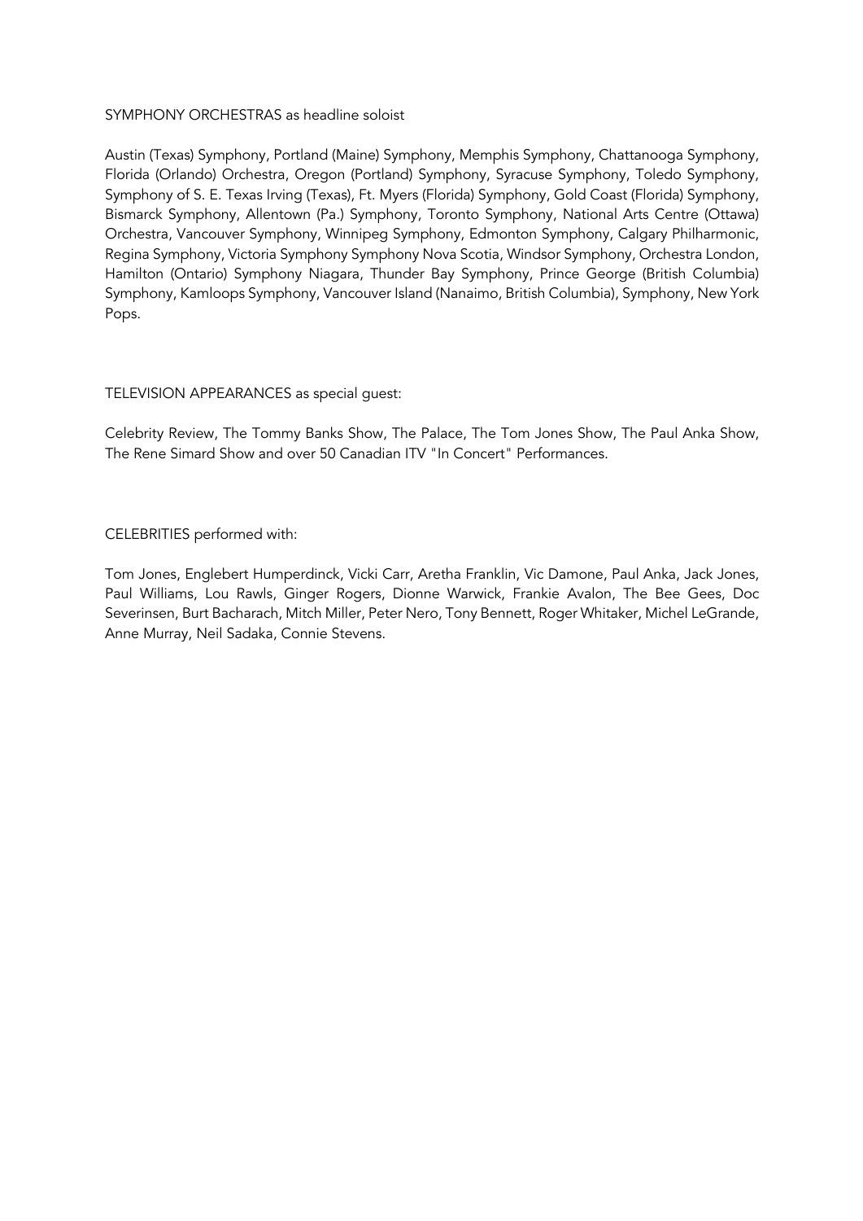SYMPHONY ORCHESTRAS as headline soloist

Austin (Texas) Symphony, Portland (Maine) Symphony, Memphis Symphony, Chattanooga Symphony, Florida (Orlando) Orchestra, Oregon (Portland) Symphony, Syracuse Symphony, Toledo Symphony, Symphony of S. E. Texas Irving (Texas), Ft. Myers (Florida) Symphony, Gold Coast (Florida) Symphony, Bismarck Symphony, Allentown (Pa.) Symphony, Toronto Symphony, National Arts Centre (Ottawa) Orchestra, Vancouver Symphony, Winnipeg Symphony, Edmonton Symphony, Calgary Philharmonic, Regina Symphony, Victoria Symphony Symphony Nova Scotia, Windsor Symphony, Orchestra London, Hamilton (Ontario) Symphony Niagara, Thunder Bay Symphony, Prince George (British Columbia) Symphony, Kamloops Symphony, Vancouver Island (Nanaimo, British Columbia), Symphony, New York Pops.

TELEVISION APPEARANCES as special guest:

Celebrity Review, The Tommy Banks Show, The Palace, The Tom Jones Show, The Paul Anka Show, The Rene Simard Show and over 50 Canadian ITV "In Concert" Performances.

CELEBRITIES performed with:

Tom Jones, Englebert Humperdinck, Vicki Carr, Aretha Franklin, Vic Damone, Paul Anka, Jack Jones, Paul Williams, Lou Rawls, Ginger Rogers, Dionne Warwick, Frankie Avalon, The Bee Gees, Doc Severinsen, Burt Bacharach, Mitch Miller, Peter Nero, Tony Bennett, Roger Whitaker, Michel LeGrande, Anne Murray, Neil Sadaka, Connie Stevens.